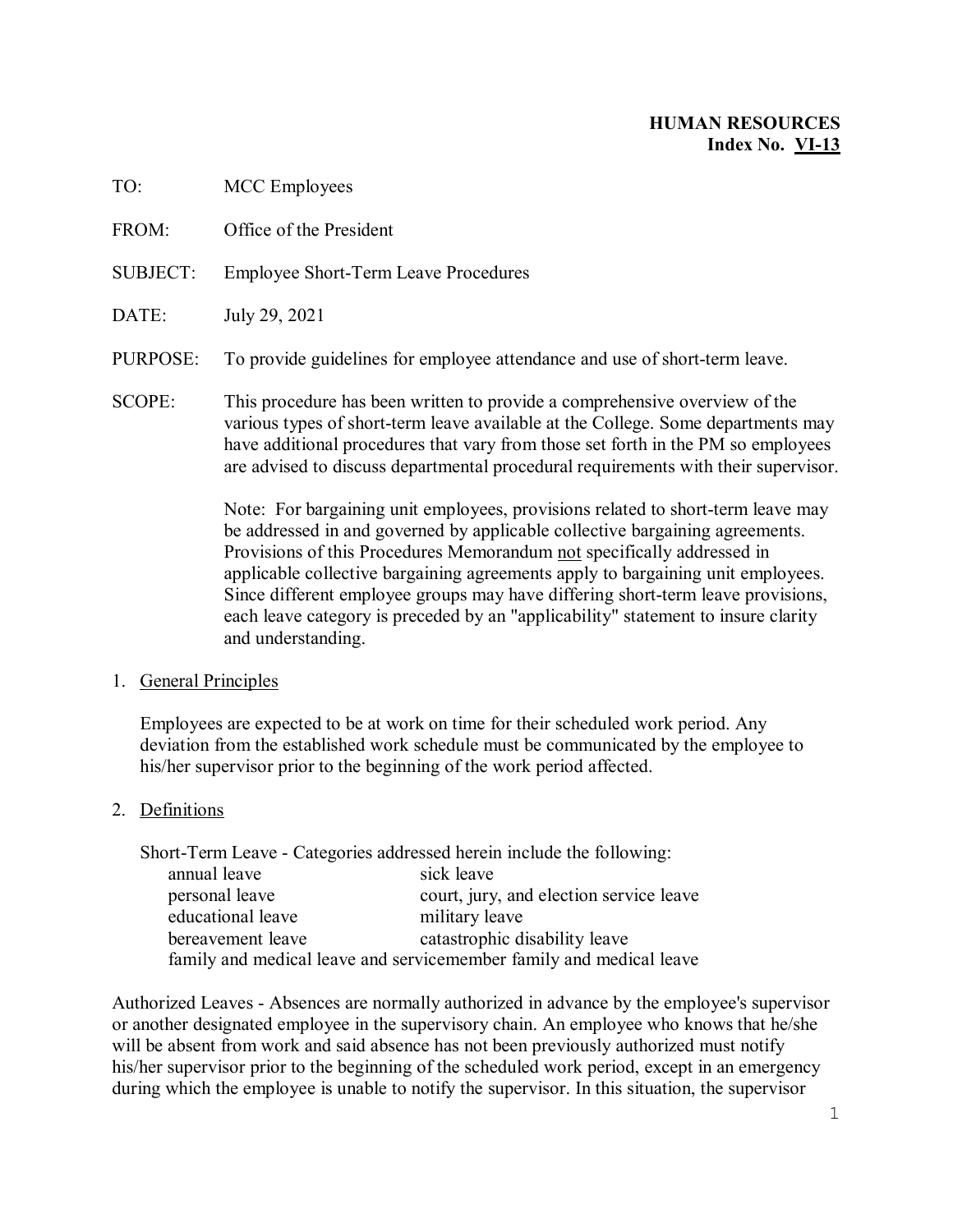**HUMAN RESOURCES**
**Index No. <u>VI-13</u>**

TO: MCC Employees

FROM: Office of the President

SUBJECT: Employee Short-Term Leave Procedures

DATE: July 29, 2021

PURPOSE: To provide guidelines for employee attendance and use of short-term leave.

SCOPE: This procedure has been written to provide a comprehensive overview of the various types of short-term leave available at the College. Some departments may have additional procedures that vary from those set forth in the PM so employees are advised to discuss departmental procedural requirements with their supervisor.

Note: For bargaining unit employees, provisions related to short-term leave may be addressed in and governed by applicable collective bargaining agreements. Provisions of this Procedures Memorandum <u>not</u> specifically addressed in applicable collective bargaining agreements apply to bargaining unit employees. Since different employee groups may have differing short-term leave provisions, each leave category is preceded by an "applicability" statement to insure clarity and understanding.

1. <u>General Principles</u>

   Employees are expected to be at work on time for their scheduled work period. Any deviation from the established work schedule must be communicated by the employee to his/her supervisor prior to the beginning of the work period affected.

2. <u>Definitions</u>

   Short-Term Leave - Categories addressed herein include the following:

   - annual leave
   - sick leave
   - personal leave
   - court, jury, and election service leave
   - educational leave
   - military leave
   - bereavement leave
   - catastrophic disability leave
   - family and medical leave and servicemember family and medical leave

Authorized Leaves - Absences are normally authorized in advance by the employee's supervisor or another designated employee in the supervisory chain. An employee who knows that he/she will be absent from work and said absence has not been previously authorized must notify his/her supervisor prior to the beginning of the scheduled work period, except in an emergency during which the employee is unable to notify the supervisor. In this situation, the supervisor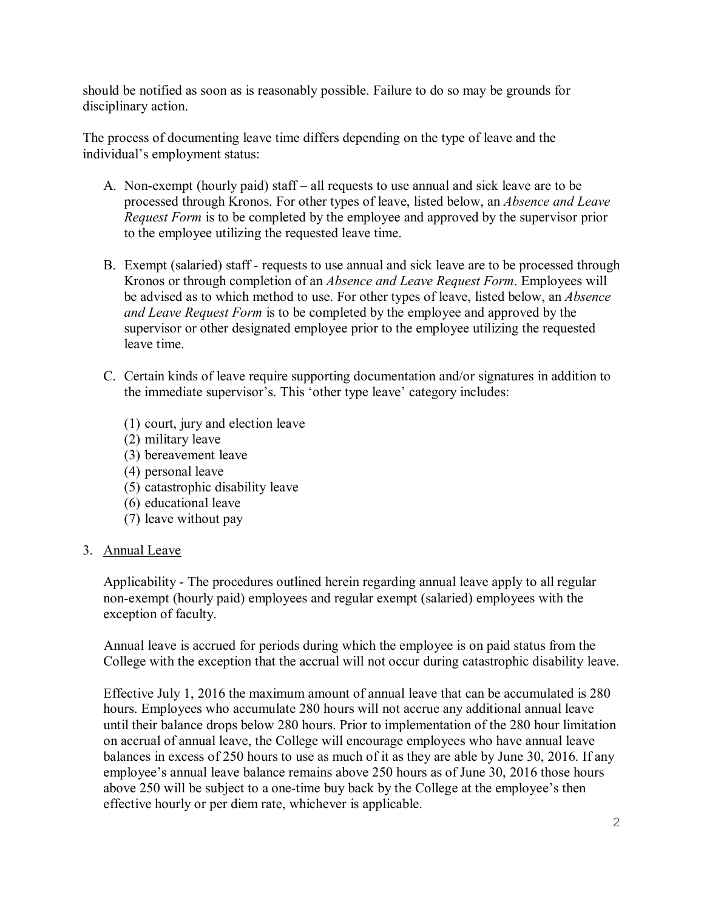should be notified as soon as is reasonably possible. Failure to do so may be grounds for disciplinary action.

The process of documenting leave time differs depending on the type of leave and the individual's employment status:

A. Non-exempt (hourly paid) staff – all requests to use annual and sick leave are to be processed through Kronos. For other types of leave, listed below, an *Absence and Leave Request Form* is to be completed by the employee and approved by the supervisor prior to the employee utilizing the requested leave time.

B. Exempt (salaried) staff - requests to use annual and sick leave are to be processed through Kronos or through completion of an *Absence and Leave Request Form*. Employees will be advised as to which method to use. For other types of leave, listed below, an *Absence and Leave Request Form* is to be completed by the employee and approved by the supervisor or other designated employee prior to the employee utilizing the requested leave time.

C. Certain kinds of leave require supporting documentation and/or signatures in addition to the immediate supervisor's. This 'other type leave' category includes:

   (1) court, jury and election leave
   (2) military leave
   (3) bereavement leave
   (4) personal leave
   (5) catastrophic disability leave
   (6) educational leave
   (7) leave without pay

3. Annual Leave

   Applicability - The procedures outlined herein regarding annual leave apply to all regular non-exempt (hourly paid) employees and regular exempt (salaried) employees with the exception of faculty.

   Annual leave is accrued for periods during which the employee is on paid status from the College with the exception that the accrual will not occur during catastrophic disability leave.

   Effective July 1, 2016 the maximum amount of annual leave that can be accumulated is 280 hours. Employees who accumulate 280 hours will not accrue any additional annual leave until their balance drops below 280 hours. Prior to implementation of the 280 hour limitation on accrual of annual leave, the College will encourage employees who have annual leave balances in excess of 250 hours to use as much of it as they are able by June 30, 2016. If any employee's annual leave balance remains above 250 hours as of June 30, 2016 those hours above 250 will be subject to a one-time buy back by the College at the employee's then effective hourly or per diem rate, whichever is applicable.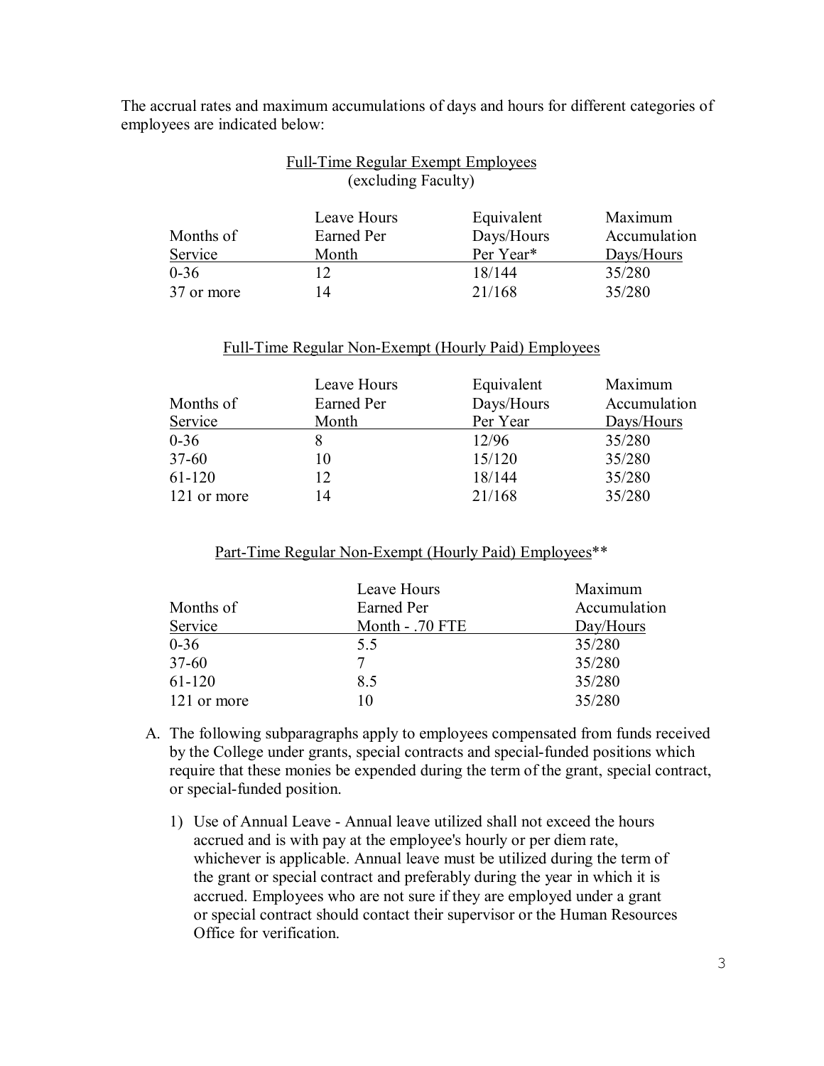The accrual rates and maximum accumulations of days and hours for different categories of employees are indicated below:

Full-Time Regular Exempt Employees
(excluding Faculty)

| Months of Service | Leave Hours Earned Per Month | Equivalent Days/Hours Per Year* | Maximum Accumulation Days/Hours |
|---|---|---|---|
| 0-36 | 12 | 18/144 | 35/280 |
| 37 or more | 14 | 21/168 | 35/280 |

Full-Time Regular Non-Exempt (Hourly Paid) Employees

| Months of Service | Leave Hours Earned Per Month | Equivalent Days/Hours Per Year | Maximum Accumulation Days/Hours |
|---|---|---|---|
| 0-36 | 8 | 12/96 | 35/280 |
| 37-60 | 10 | 15/120 | 35/280 |
| 61-120 | 12 | 18/144 | 35/280 |
| 121 or more | 14 | 21/168 | 35/280 |

Part-Time Regular Non-Exempt (Hourly Paid) Employees**

| Months of Service | Leave Hours Earned Per Month - .70 FTE | Maximum Accumulation Day/Hours |
|---|---|---|
| 0-36 | 5.5 | 35/280 |
| 37-60 | 7 | 35/280 |
| 61-120 | 8.5 | 35/280 |
| 121 or more | 10 | 35/280 |

A. The following subparagraphs apply to employees compensated from funds received by the College under grants, special contracts and special-funded positions which require that these monies be expended during the term of the grant, special contract, or special-funded position.

   1) Use of Annual Leave - Annual leave utilized shall not exceed the hours accrued and is with pay at the employee's hourly or per diem rate, whichever is applicable. Annual leave must be utilized during the term of the grant or special contract and preferably during the year in which it is accrued. Employees who are not sure if they are employed under a grant or special contract should contact their supervisor or the Human Resources Office for verification.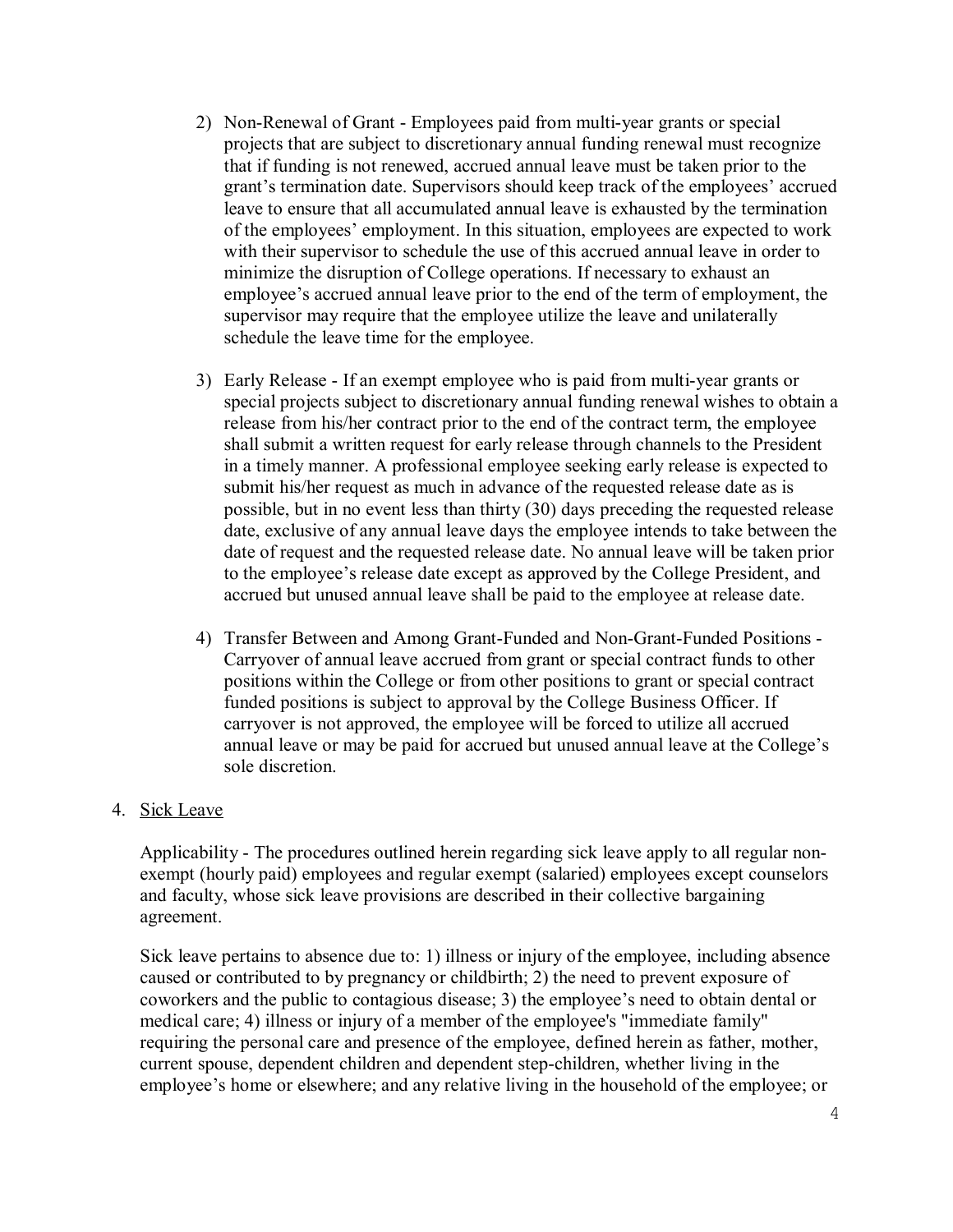2) Non-Renewal of Grant - Employees paid from multi-year grants or special projects that are subject to discretionary annual funding renewal must recognize that if funding is not renewed, accrued annual leave must be taken prior to the grant's termination date. Supervisors should keep track of the employees' accrued leave to ensure that all accumulated annual leave is exhausted by the termination of the employees' employment. In this situation, employees are expected to work with their supervisor to schedule the use of this accrued annual leave in order to minimize the disruption of College operations. If necessary to exhaust an employee's accrued annual leave prior to the end of the term of employment, the supervisor may require that the employee utilize the leave and unilaterally schedule the leave time for the employee.

3) Early Release - If an exempt employee who is paid from multi-year grants or special projects subject to discretionary annual funding renewal wishes to obtain a release from his/her contract prior to the end of the contract term, the employee shall submit a written request for early release through channels to the President in a timely manner. A professional employee seeking early release is expected to submit his/her request as much in advance of the requested release date as is possible, but in no event less than thirty (30) days preceding the requested release date, exclusive of any annual leave days the employee intends to take between the date of request and the requested release date. No annual leave will be taken prior to the employee's release date except as approved by the College President, and accrued but unused annual leave shall be paid to the employee at release date.

4) Transfer Between and Among Grant-Funded and Non-Grant-Funded Positions - Carryover of annual leave accrued from grant or special contract funds to other positions within the College or from other positions to grant or special contract funded positions is subject to approval by the College Business Officer. If carryover is not approved, the employee will be forced to utilize all accrued annual leave or may be paid for accrued but unused annual leave at the College's sole discretion.

4. <u>Sick Leave</u>

Applicability - The procedures outlined herein regarding sick leave apply to all regular non-exempt (hourly paid) employees and regular exempt (salaried) employees except counselors and faculty, whose sick leave provisions are described in their collective bargaining agreement.

Sick leave pertains to absence due to: 1) illness or injury of the employee, including absence caused or contributed to by pregnancy or childbirth; 2) the need to prevent exposure of coworkers and the public to contagious disease; 3) the employee's need to obtain dental or medical care; 4) illness or injury of a member of the employee's "immediate family" requiring the personal care and presence of the employee, defined herein as father, mother, current spouse, dependent children and dependent step-children, whether living in the employee's home or elsewhere; and any relative living in the household of the employee; or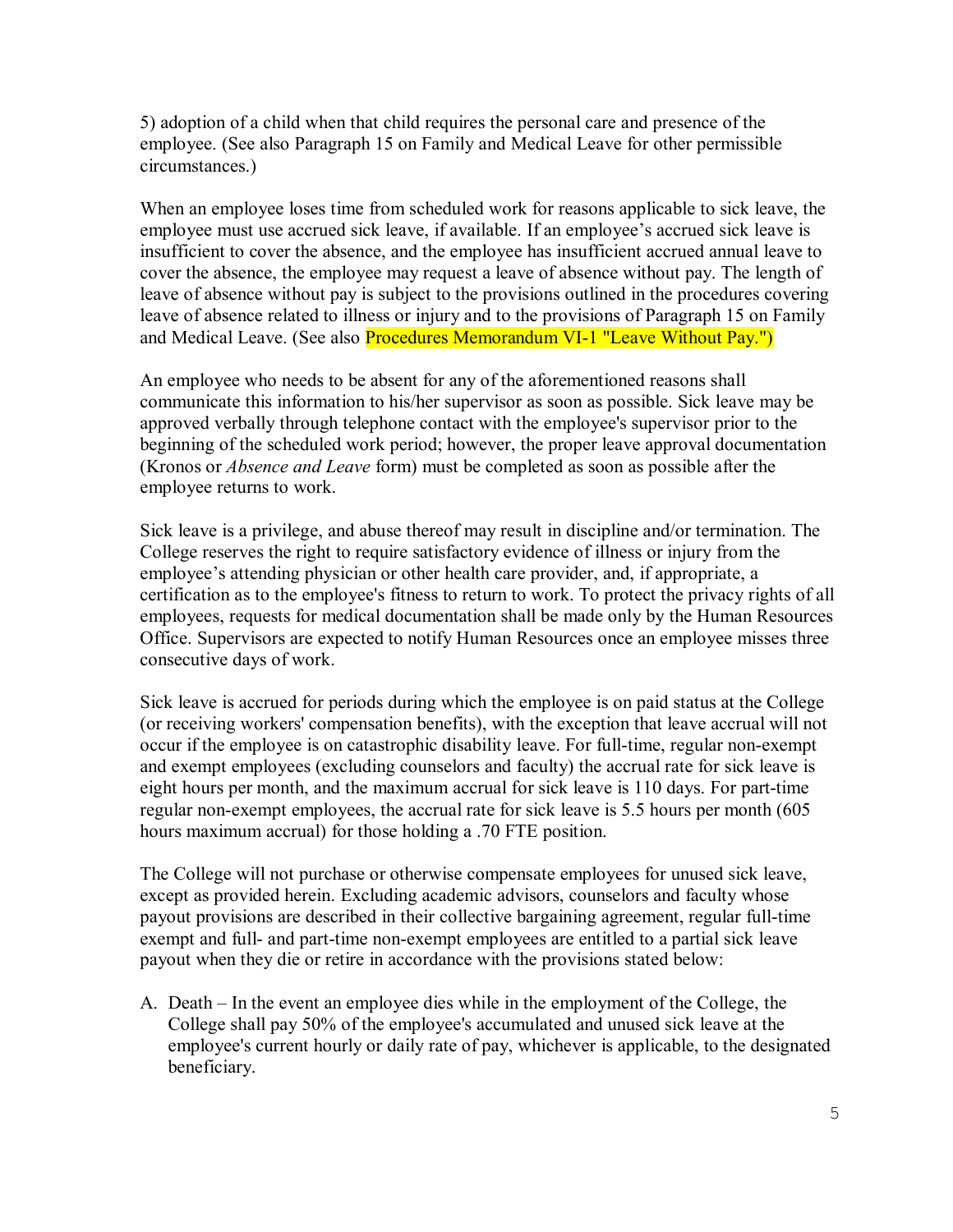5) adoption of a child when that child requires the personal care and presence of the employee. (See also Paragraph 15 on Family and Medical Leave for other permissible circumstances.)

When an employee loses time from scheduled work for reasons applicable to sick leave, the employee must use accrued sick leave, if available. If an employee's accrued sick leave is insufficient to cover the absence, and the employee has insufficient accrued annual leave to cover the absence, the employee may request a leave of absence without pay. The length of leave of absence without pay is subject to the provisions outlined in the procedures covering leave of absence related to illness or injury and to the provisions of Paragraph 15 on Family and Medical Leave. (See also Procedures Memorandum VI-1 "Leave Without Pay.")

An employee who needs to be absent for any of the aforementioned reasons shall communicate this information to his/her supervisor as soon as possible. Sick leave may be approved verbally through telephone contact with the employee's supervisor prior to the beginning of the scheduled work period; however, the proper leave approval documentation (Kronos or *Absence and Leave* form) must be completed as soon as possible after the employee returns to work.

Sick leave is a privilege, and abuse thereof may result in discipline and/or termination. The College reserves the right to require satisfactory evidence of illness or injury from the employee's attending physician or other health care provider, and, if appropriate, a certification as to the employee's fitness to return to work. To protect the privacy rights of all employees, requests for medical documentation shall be made only by the Human Resources Office. Supervisors are expected to notify Human Resources once an employee misses three consecutive days of work.

Sick leave is accrued for periods during which the employee is on paid status at the College (or receiving workers' compensation benefits), with the exception that leave accrual will not occur if the employee is on catastrophic disability leave. For full-time, regular non-exempt and exempt employees (excluding counselors and faculty) the accrual rate for sick leave is eight hours per month, and the maximum accrual for sick leave is 110 days. For part-time regular non-exempt employees, the accrual rate for sick leave is 5.5 hours per month (605 hours maximum accrual) for those holding a .70 FTE position.

The College will not purchase or otherwise compensate employees for unused sick leave, except as provided herein. Excluding academic advisors, counselors and faculty whose payout provisions are described in their collective bargaining agreement, regular full-time exempt and full- and part-time non-exempt employees are entitled to a partial sick leave payout when they die or retire in accordance with the provisions stated below:

A. Death – In the event an employee dies while in the employment of the College, the College shall pay 50% of the employee's accumulated and unused sick leave at the employee's current hourly or daily rate of pay, whichever is applicable, to the designated beneficiary.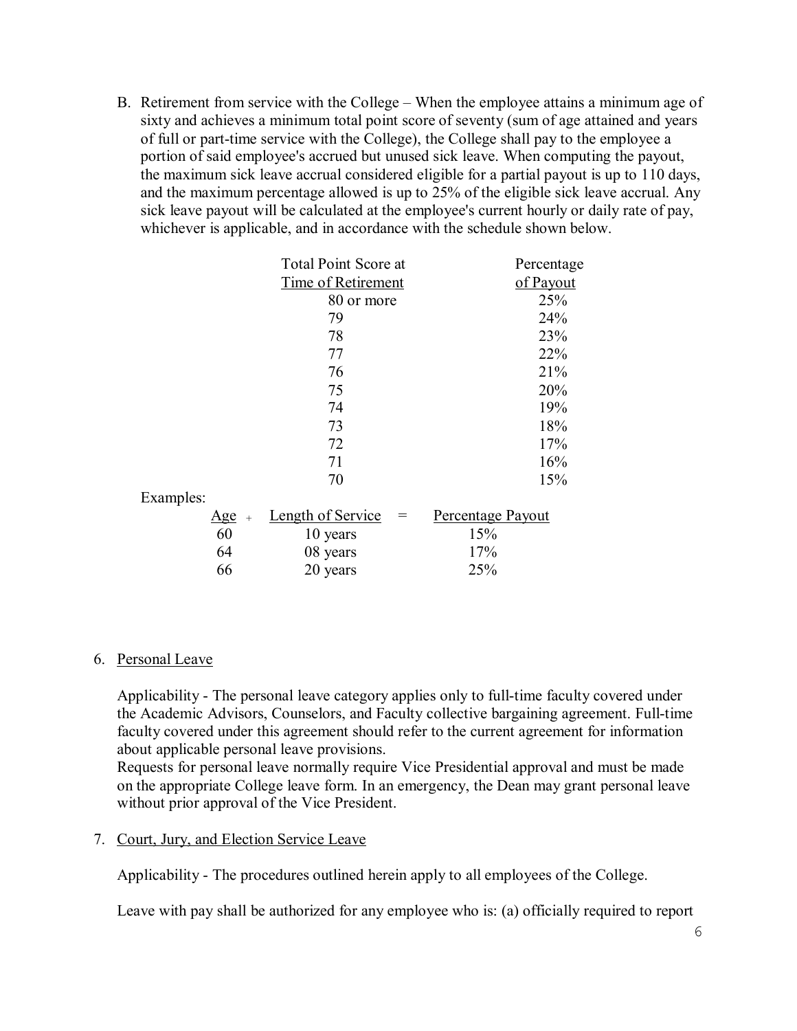B. Retirement from service with the College – When the employee attains a minimum age of sixty and achieves a minimum total point score of seventy (sum of age attained and years of full or part-time service with the College), the College shall pay to the employee a portion of said employee's accrued but unused sick leave. When computing the payout, the maximum sick leave accrual considered eligible for a partial payout is up to 110 days, and the maximum percentage allowed is up to 25% of the eligible sick leave accrual. Any sick leave payout will be calculated at the employee's current hourly or daily rate of pay, whichever is applicable, and in accordance with the schedule shown below.

| Total Point Score at Time of Retirement | Percentage of Payout |
|---|---|
| 80 or more | 25% |
| 79 | 24% |
| 78 | 23% |
| 77 | 22% |
| 76 | 21% |
| 75 | 20% |
| 74 | 19% |
| 73 | 18% |
| 72 | 17% |
| 71 | 16% |
| 70 | 15% |

Examples:

| Age + | Length of Service = | Percentage Payout |
|---|---|---|
| 60 | 10 years | 15% |
| 64 | 08 years | 17% |
| 66 | 20 years | 25% |

6. Personal Leave

Applicability - The personal leave category applies only to full-time faculty covered under the Academic Advisors, Counselors, and Faculty collective bargaining agreement. Full-time faculty covered under this agreement should refer to the current agreement for information about applicable personal leave provisions.

Requests for personal leave normally require Vice Presidential approval and must be made on the appropriate College leave form. In an emergency, the Dean may grant personal leave without prior approval of the Vice President.

7. Court, Jury, and Election Service Leave

Applicability - The procedures outlined herein apply to all employees of the College.

Leave with pay shall be authorized for any employee who is: (a) officially required to report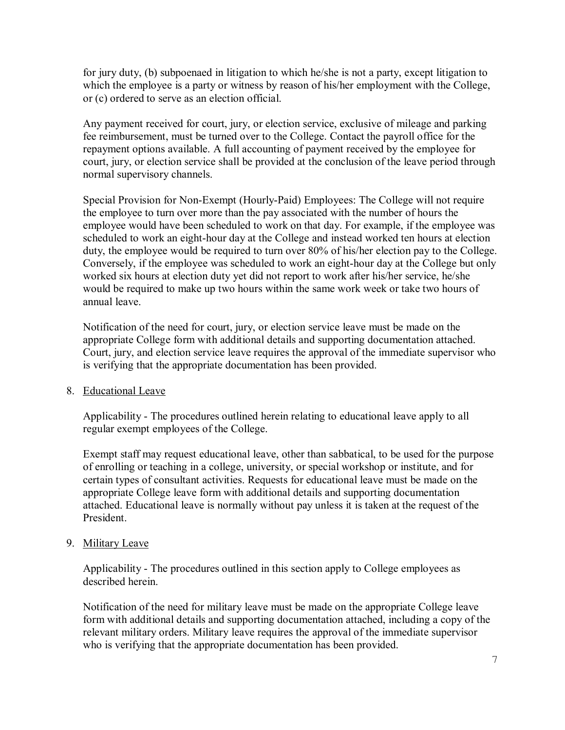for jury duty, (b) subpoenaed in litigation to which he/she is not a party, except litigation to which the employee is a party or witness by reason of his/her employment with the College, or (c) ordered to serve as an election official.

Any payment received for court, jury, or election service, exclusive of mileage and parking fee reimbursement, must be turned over to the College. Contact the payroll office for the repayment options available. A full accounting of payment received by the employee for court, jury, or election service shall be provided at the conclusion of the leave period through normal supervisory channels.

Special Provision for Non-Exempt (Hourly-Paid) Employees: The College will not require the employee to turn over more than the pay associated with the number of hours the employee would have been scheduled to work on that day. For example, if the employee was scheduled to work an eight-hour day at the College and instead worked ten hours at election duty, the employee would be required to turn over 80% of his/her election pay to the College. Conversely, if the employee was scheduled to work an eight-hour day at the College but only worked six hours at election duty yet did not report to work after his/her service, he/she would be required to make up two hours within the same work week or take two hours of annual leave.

Notification of the need for court, jury, or election service leave must be made on the appropriate College form with additional details and supporting documentation attached. Court, jury, and election service leave requires the approval of the immediate supervisor who is verifying that the appropriate documentation has been provided.

8. <u>Educational Leave</u>

   Applicability - The procedures outlined herein relating to educational leave apply to all regular exempt employees of the College.

   Exempt staff may request educational leave, other than sabbatical, to be used for the purpose of enrolling or teaching in a college, university, or special workshop or institute, and for certain types of consultant activities. Requests for educational leave must be made on the appropriate College leave form with additional details and supporting documentation attached. Educational leave is normally without pay unless it is taken at the request of the President.

9. <u>Military Leave</u>

   Applicability - The procedures outlined in this section apply to College employees as described herein.

   Notification of the need for military leave must be made on the appropriate College leave form with additional details and supporting documentation attached, including a copy of the relevant military orders. Military leave requires the approval of the immediate supervisor who is verifying that the appropriate documentation has been provided.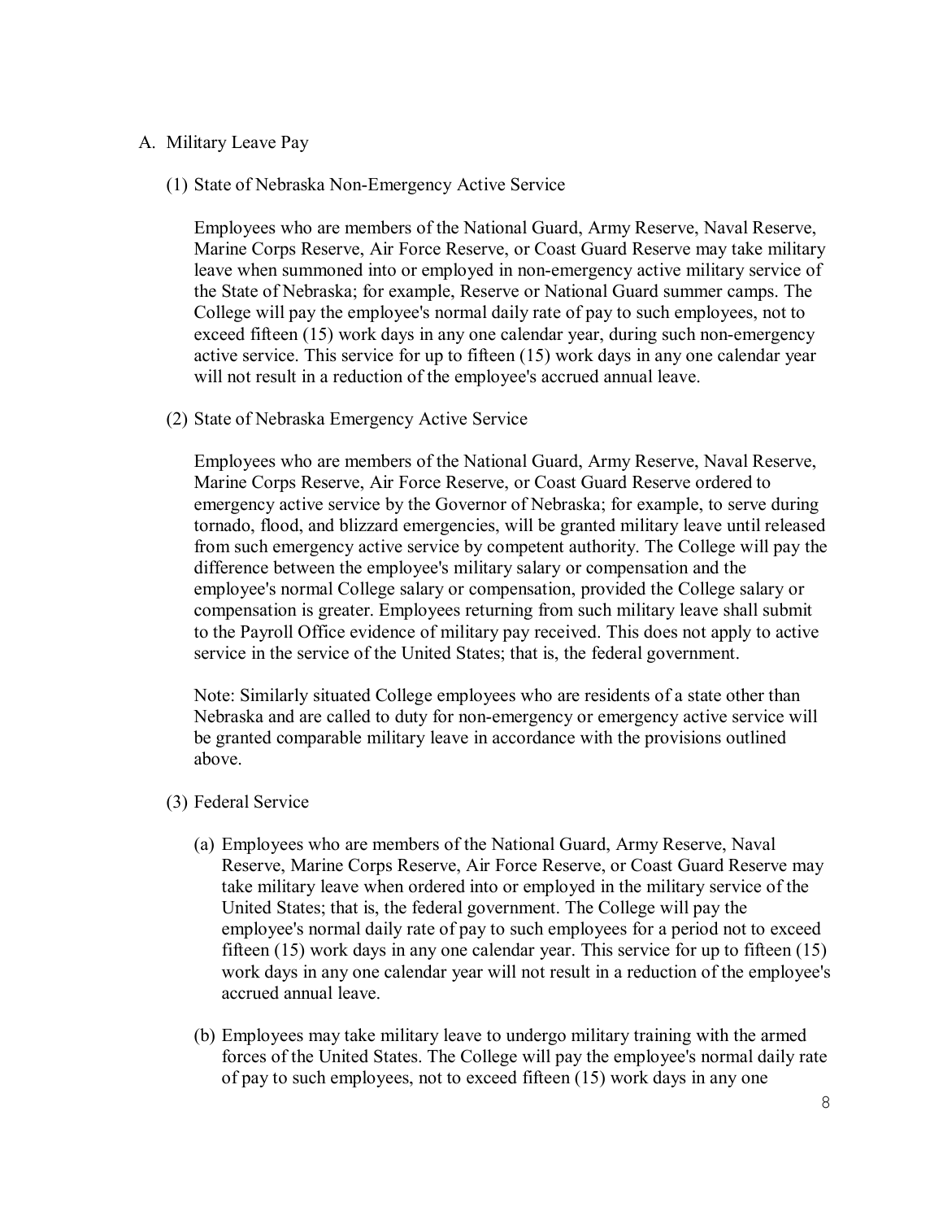A. Military Leave Pay

(1) State of Nebraska Non-Emergency Active Service

Employees who are members of the National Guard, Army Reserve, Naval Reserve, Marine Corps Reserve, Air Force Reserve, or Coast Guard Reserve may take military leave when summoned into or employed in non-emergency active military service of the State of Nebraska; for example, Reserve or National Guard summer camps. The College will pay the employee's normal daily rate of pay to such employees, not to exceed fifteen (15) work days in any one calendar year, during such non-emergency active service. This service for up to fifteen (15) work days in any one calendar year will not result in a reduction of the employee's accrued annual leave.

(2) State of Nebraska Emergency Active Service

Employees who are members of the National Guard, Army Reserve, Naval Reserve, Marine Corps Reserve, Air Force Reserve, or Coast Guard Reserve ordered to emergency active service by the Governor of Nebraska; for example, to serve during tornado, flood, and blizzard emergencies, will be granted military leave until released from such emergency active service by competent authority. The College will pay the difference between the employee's military salary or compensation and the employee's normal College salary or compensation, provided the College salary or compensation is greater. Employees returning from such military leave shall submit to the Payroll Office evidence of military pay received. This does not apply to active service in the service of the United States; that is, the federal government.

Note: Similarly situated College employees who are residents of a state other than Nebraska and are called to duty for non-emergency or emergency active service will be granted comparable military leave in accordance with the provisions outlined above.

(3) Federal Service

(a) Employees who are members of the National Guard, Army Reserve, Naval Reserve, Marine Corps Reserve, Air Force Reserve, or Coast Guard Reserve may take military leave when ordered into or employed in the military service of the United States; that is, the federal government. The College will pay the employee's normal daily rate of pay to such employees for a period not to exceed fifteen (15) work days in any one calendar year. This service for up to fifteen (15) work days in any one calendar year will not result in a reduction of the employee's accrued annual leave.

(b) Employees may take military leave to undergo military training with the armed forces of the United States. The College will pay the employee's normal daily rate of pay to such employees, not to exceed fifteen (15) work days in any one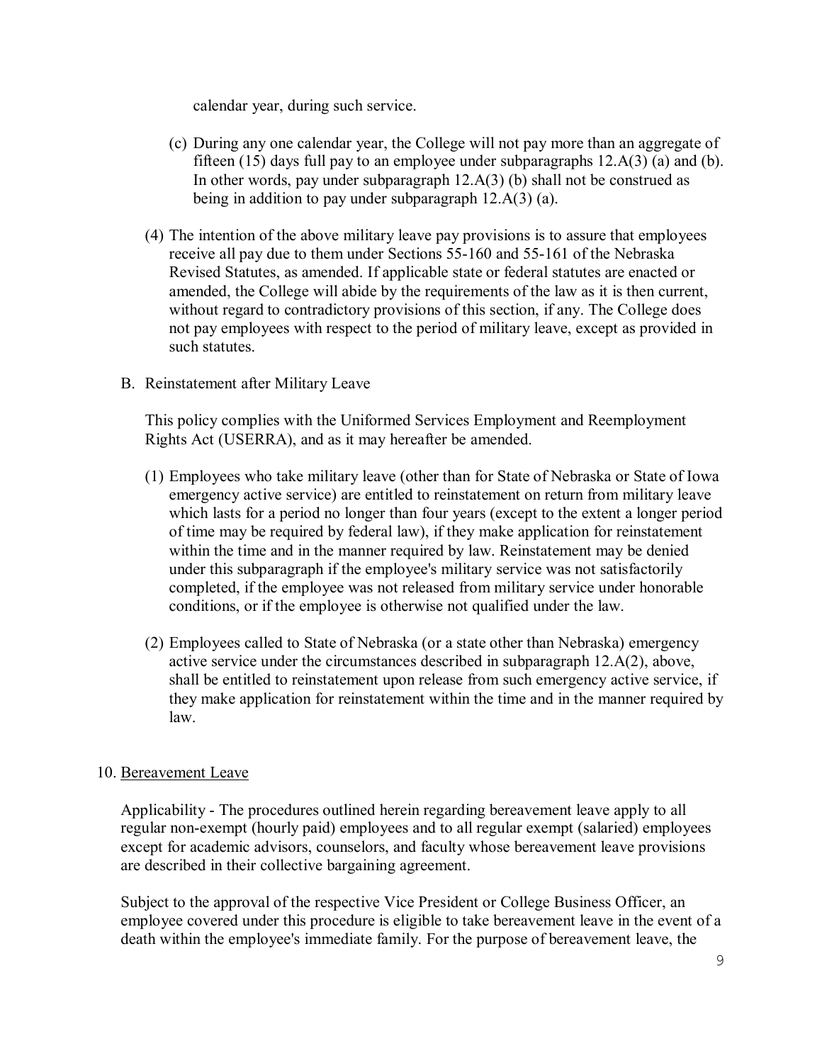calendar year, during such service.

(c) During any one calendar year, the College will not pay more than an aggregate of fifteen (15) days full pay to an employee under subparagraphs 12.A(3) (a) and (b). In other words, pay under subparagraph 12.A(3) (b) shall not be construed as being in addition to pay under subparagraph 12.A(3) (a).

(4) The intention of the above military leave pay provisions is to assure that employees receive all pay due to them under Sections 55-160 and 55-161 of the Nebraska Revised Statutes, as amended. If applicable state or federal statutes are enacted or amended, the College will abide by the requirements of the law as it is then current, without regard to contradictory provisions of this section, if any. The College does not pay employees with respect to the period of military leave, except as provided in such statutes.

B. Reinstatement after Military Leave

This policy complies with the Uniformed Services Employment and Reemployment Rights Act (USERRA), and as it may hereafter be amended.

(1) Employees who take military leave (other than for State of Nebraska or State of Iowa emergency active service) are entitled to reinstatement on return from military leave which lasts for a period no longer than four years (except to the extent a longer period of time may be required by federal law), if they make application for reinstatement within the time and in the manner required by law. Reinstatement may be denied under this subparagraph if the employee's military service was not satisfactorily completed, if the employee was not released from military service under honorable conditions, or if the employee is otherwise not qualified under the law.

(2) Employees called to State of Nebraska (or a state other than Nebraska) emergency active service under the circumstances described in subparagraph 12.A(2), above, shall be entitled to reinstatement upon release from such emergency active service, if they make application for reinstatement within the time and in the manner required by law.

10. <u>Bereavement Leave</u>

Applicability - The procedures outlined herein regarding bereavement leave apply to all regular non-exempt (hourly paid) employees and to all regular exempt (salaried) employees except for academic advisors, counselors, and faculty whose bereavement leave provisions are described in their collective bargaining agreement.

Subject to the approval of the respective Vice President or College Business Officer, an employee covered under this procedure is eligible to take bereavement leave in the event of a death within the employee's immediate family. For the purpose of bereavement leave, the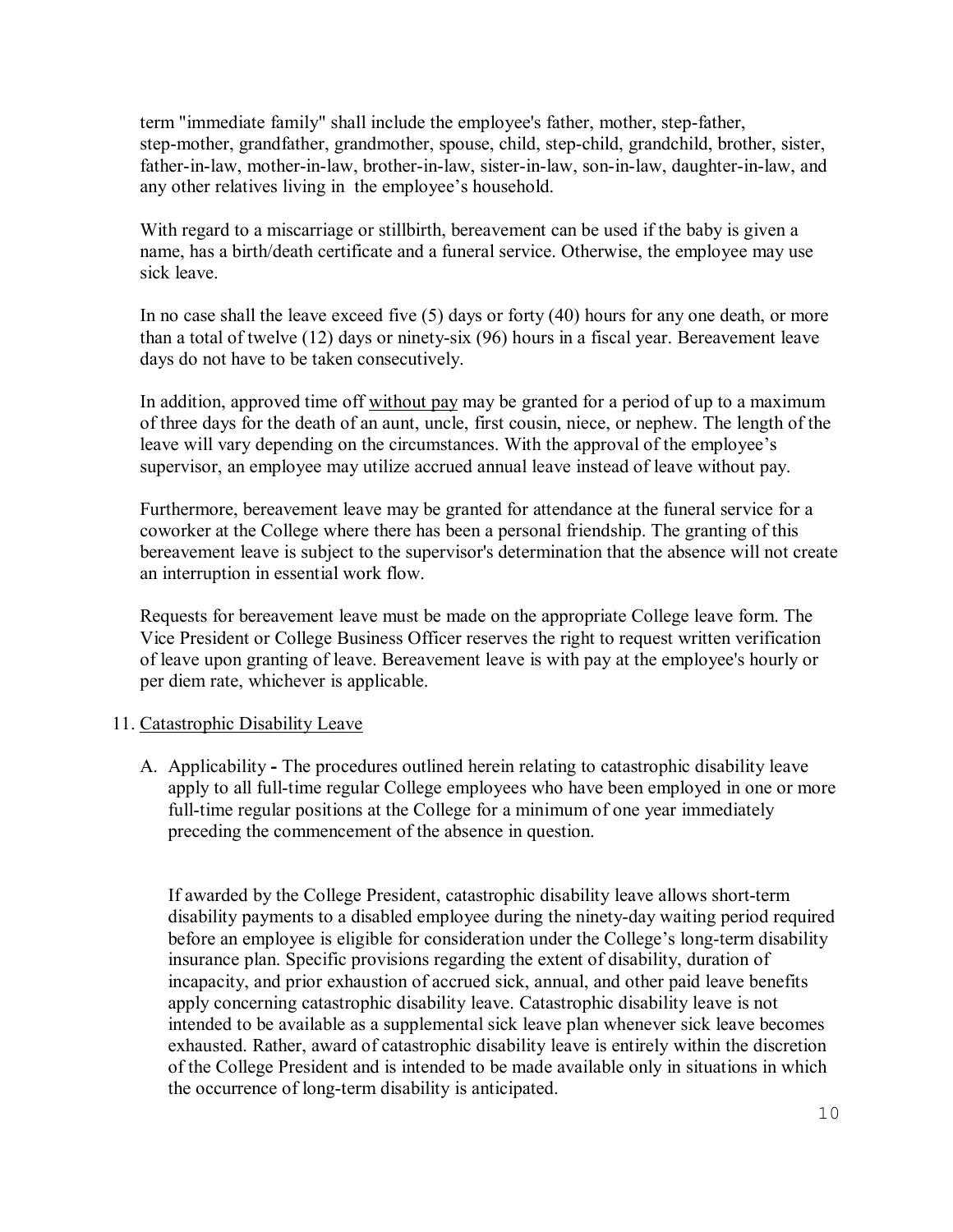term "immediate family" shall include the employee's father, mother, step-father, step-mother, grandfather, grandmother, spouse, child, step-child, grandchild, brother, sister, father-in-law, mother-in-law, brother-in-law, sister-in-law, son-in-law, daughter-in-law, and any other relatives living in the employee's household.

With regard to a miscarriage or stillbirth, bereavement can be used if the baby is given a name, has a birth/death certificate and a funeral service. Otherwise, the employee may use sick leave.

In no case shall the leave exceed five (5) days or forty (40) hours for any one death, or more than a total of twelve (12) days or ninety-six (96) hours in a fiscal year. Bereavement leave days do not have to be taken consecutively.

In addition, approved time off <u>without pay</u> may be granted for a period of up to a maximum of three days for the death of an aunt, uncle, first cousin, niece, or nephew. The length of the leave will vary depending on the circumstances. With the approval of the employee's supervisor, an employee may utilize accrued annual leave instead of leave without pay.

Furthermore, bereavement leave may be granted for attendance at the funeral service for a coworker at the College where there has been a personal friendship. The granting of this bereavement leave is subject to the supervisor's determination that the absence will not create an interruption in essential work flow.

Requests for bereavement leave must be made on the appropriate College leave form. The Vice President or College Business Officer reserves the right to request written verification of leave upon granting of leave. Bereavement leave is with pay at the employee's hourly or per diem rate, whichever is applicable.

11. <u>Catastrophic Disability Leave</u>

   A. Applicability **-** The procedures outlined herein relating to catastrophic disability leave apply to all full-time regular College employees who have been employed in one or more full-time regular positions at the College for a minimum of one year immediately preceding the commencement of the absence in question.

      If awarded by the College President, catastrophic disability leave allows short-term disability payments to a disabled employee during the ninety-day waiting period required before an employee is eligible for consideration under the College's long-term disability insurance plan. Specific provisions regarding the extent of disability, duration of incapacity, and prior exhaustion of accrued sick, annual, and other paid leave benefits apply concerning catastrophic disability leave. Catastrophic disability leave is not intended to be available as a supplemental sick leave plan whenever sick leave becomes exhausted. Rather, award of catastrophic disability leave is entirely within the discretion of the College President and is intended to be made available only in situations in which the occurrence of long-term disability is anticipated.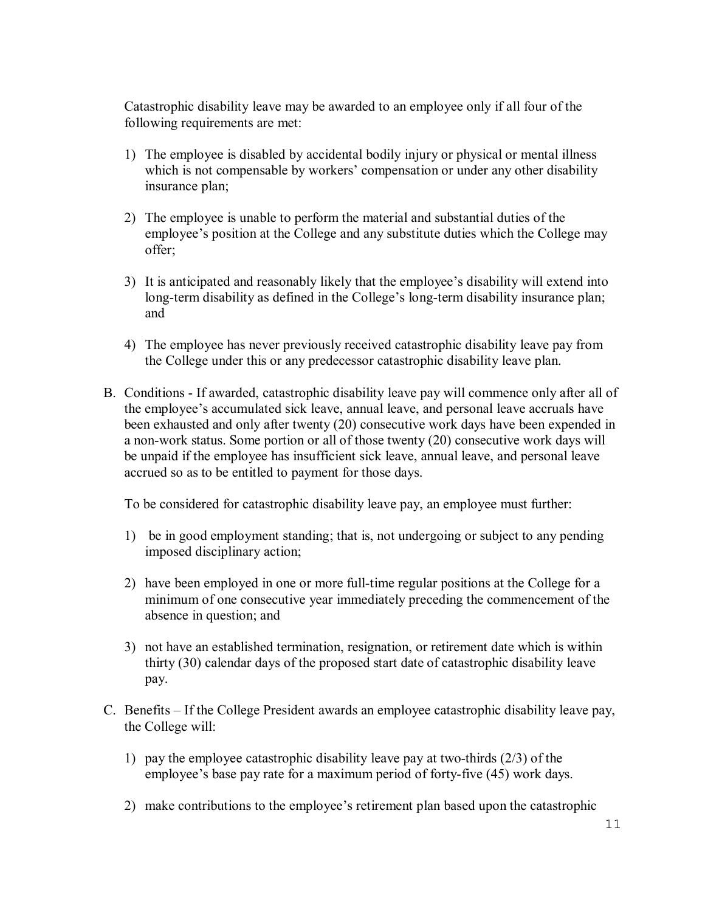Catastrophic disability leave may be awarded to an employee only if all four of the following requirements are met:

1) The employee is disabled by accidental bodily injury or physical or mental illness which is not compensable by workers' compensation or under any other disability insurance plan;

2) The employee is unable to perform the material and substantial duties of the employee's position at the College and any substitute duties which the College may offer;

3) It is anticipated and reasonably likely that the employee's disability will extend into long-term disability as defined in the College's long-term disability insurance plan; and

4) The employee has never previously received catastrophic disability leave pay from the College under this or any predecessor catastrophic disability leave plan.

B. Conditions - If awarded, catastrophic disability leave pay will commence only after all of the employee's accumulated sick leave, annual leave, and personal leave accruals have been exhausted and only after twenty (20) consecutive work days have been expended in a non-work status. Some portion or all of those twenty (20) consecutive work days will be unpaid if the employee has insufficient sick leave, annual leave, and personal leave accrued so as to be entitled to payment for those days.

   To be considered for catastrophic disability leave pay, an employee must further:

   1) be in good employment standing; that is, not undergoing or subject to any pending imposed disciplinary action;

   2) have been employed in one or more full-time regular positions at the College for a minimum of one consecutive year immediately preceding the commencement of the absence in question; and

   3) not have an established termination, resignation, or retirement date which is within thirty (30) calendar days of the proposed start date of catastrophic disability leave pay.

C. Benefits – If the College President awards an employee catastrophic disability leave pay, the College will:

   1) pay the employee catastrophic disability leave pay at two-thirds (2/3) of the employee's base pay rate for a maximum period of forty-five (45) work days.

   2) make contributions to the employee's retirement plan based upon the catastrophic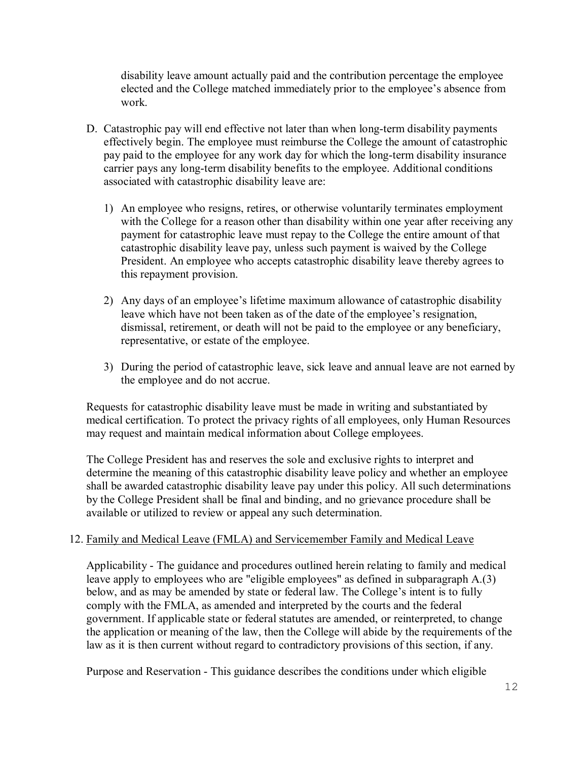disability leave amount actually paid and the contribution percentage the employee elected and the College matched immediately prior to the employee's absence from work.

D. Catastrophic pay will end effective not later than when long-term disability payments effectively begin. The employee must reimburse the College the amount of catastrophic pay paid to the employee for any work day for which the long-term disability insurance carrier pays any long-term disability benefits to the employee. Additional conditions associated with catastrophic disability leave are:

   1) An employee who resigns, retires, or otherwise voluntarily terminates employment with the College for a reason other than disability within one year after receiving any payment for catastrophic leave must repay to the College the entire amount of that catastrophic disability leave pay, unless such payment is waived by the College President. An employee who accepts catastrophic disability leave thereby agrees to this repayment provision.

   2) Any days of an employee's lifetime maximum allowance of catastrophic disability leave which have not been taken as of the date of the employee's resignation, dismissal, retirement, or death will not be paid to the employee or any beneficiary, representative, or estate of the employee.

   3) During the period of catastrophic leave, sick leave and annual leave are not earned by the employee and do not accrue.

Requests for catastrophic disability leave must be made in writing and substantiated by medical certification. To protect the privacy rights of all employees, only Human Resources may request and maintain medical information about College employees.

The College President has and reserves the sole and exclusive rights to interpret and determine the meaning of this catastrophic disability leave policy and whether an employee shall be awarded catastrophic disability leave pay under this policy. All such determinations by the College President shall be final and binding, and no grievance procedure shall be available or utilized to review or appeal any such determination.

12. <u>Family and Medical Leave (FMLA) and Servicemember Family and Medical Leave</u>

Applicability - The guidance and procedures outlined herein relating to family and medical leave apply to employees who are "eligible employees" as defined in subparagraph A.(3) below, and as may be amended by state or federal law. The College's intent is to fully comply with the FMLA, as amended and interpreted by the courts and the federal government. If applicable state or federal statutes are amended, or reinterpreted, to change the application or meaning of the law, then the College will abide by the requirements of the law as it is then current without regard to contradictory provisions of this section, if any.

Purpose and Reservation - This guidance describes the conditions under which eligible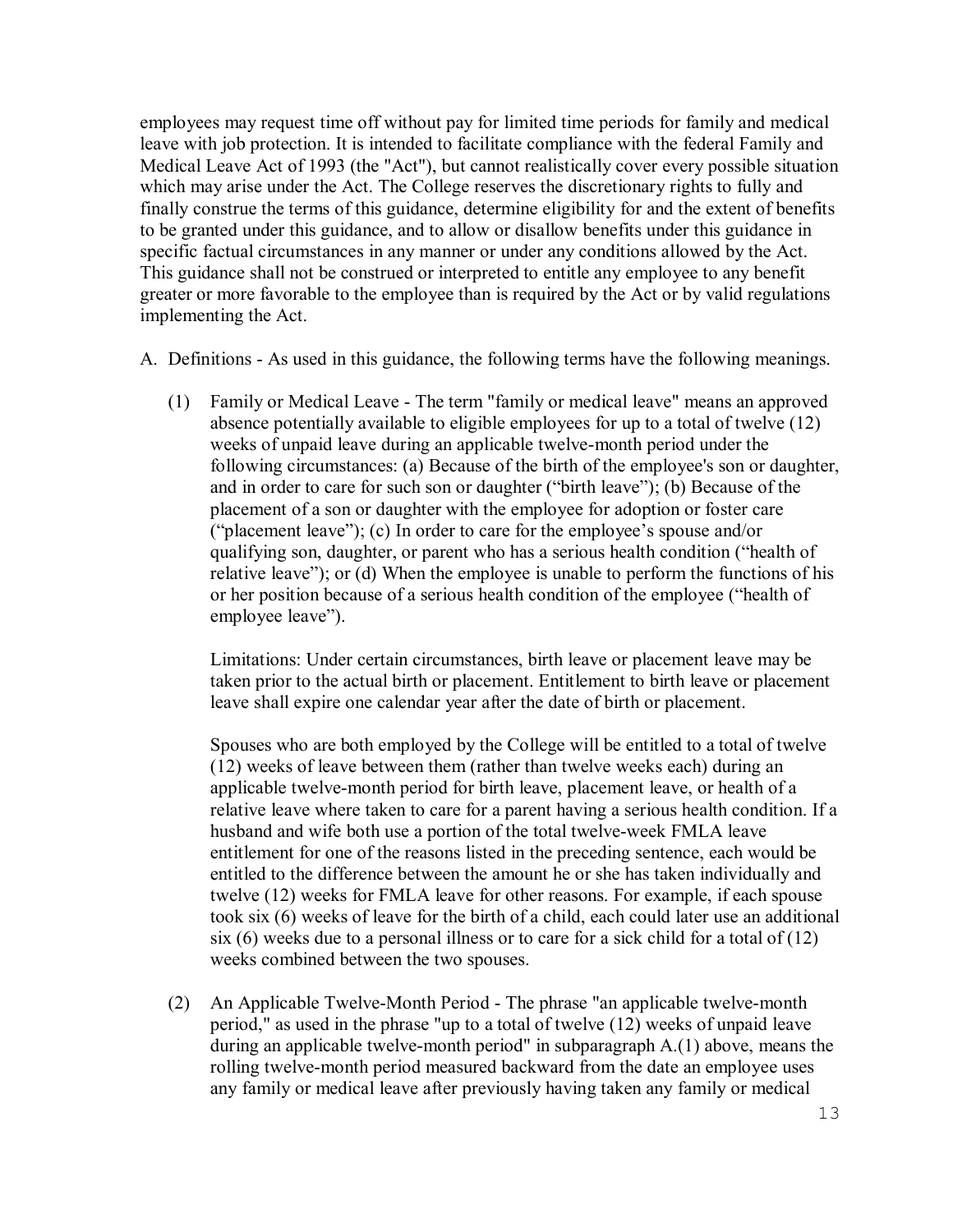employees may request time off without pay for limited time periods for family and medical leave with job protection. It is intended to facilitate compliance with the federal Family and Medical Leave Act of 1993 (the "Act"), but cannot realistically cover every possible situation which may arise under the Act. The College reserves the discretionary rights to fully and finally construe the terms of this guidance, determine eligibility for and the extent of benefits to be granted under this guidance, and to allow or disallow benefits under this guidance in specific factual circumstances in any manner or under any conditions allowed by the Act. This guidance shall not be construed or interpreted to entitle any employee to any benefit greater or more favorable to the employee than is required by the Act or by valid regulations implementing the Act.

A. Definitions - As used in this guidance, the following terms have the following meanings.

(1) Family or Medical Leave - The term "family or medical leave" means an approved absence potentially available to eligible employees for up to a total of twelve (12) weeks of unpaid leave during an applicable twelve-month period under the following circumstances: (a) Because of the birth of the employee's son or daughter, and in order to care for such son or daughter ("birth leave"); (b) Because of the placement of a son or daughter with the employee for adoption or foster care ("placement leave"); (c) In order to care for the employee's spouse and/or qualifying son, daughter, or parent who has a serious health condition ("health of relative leave"); or (d) When the employee is unable to perform the functions of his or her position because of a serious health condition of the employee ("health of employee leave").

Limitations: Under certain circumstances, birth leave or placement leave may be taken prior to the actual birth or placement. Entitlement to birth leave or placement leave shall expire one calendar year after the date of birth or placement.

Spouses who are both employed by the College will be entitled to a total of twelve (12) weeks of leave between them (rather than twelve weeks each) during an applicable twelve-month period for birth leave, placement leave, or health of a relative leave where taken to care for a parent having a serious health condition. If a husband and wife both use a portion of the total twelve-week FMLA leave entitlement for one of the reasons listed in the preceding sentence, each would be entitled to the difference between the amount he or she has taken individually and twelve (12) weeks for FMLA leave for other reasons. For example, if each spouse took six (6) weeks of leave for the birth of a child, each could later use an additional six (6) weeks due to a personal illness or to care for a sick child for a total of (12) weeks combined between the two spouses.

(2) An Applicable Twelve-Month Period - The phrase "an applicable twelve-month period," as used in the phrase "up to a total of twelve (12) weeks of unpaid leave during an applicable twelve-month period" in subparagraph A.(1) above, means the rolling twelve-month period measured backward from the date an employee uses any family or medical leave after previously having taken any family or medical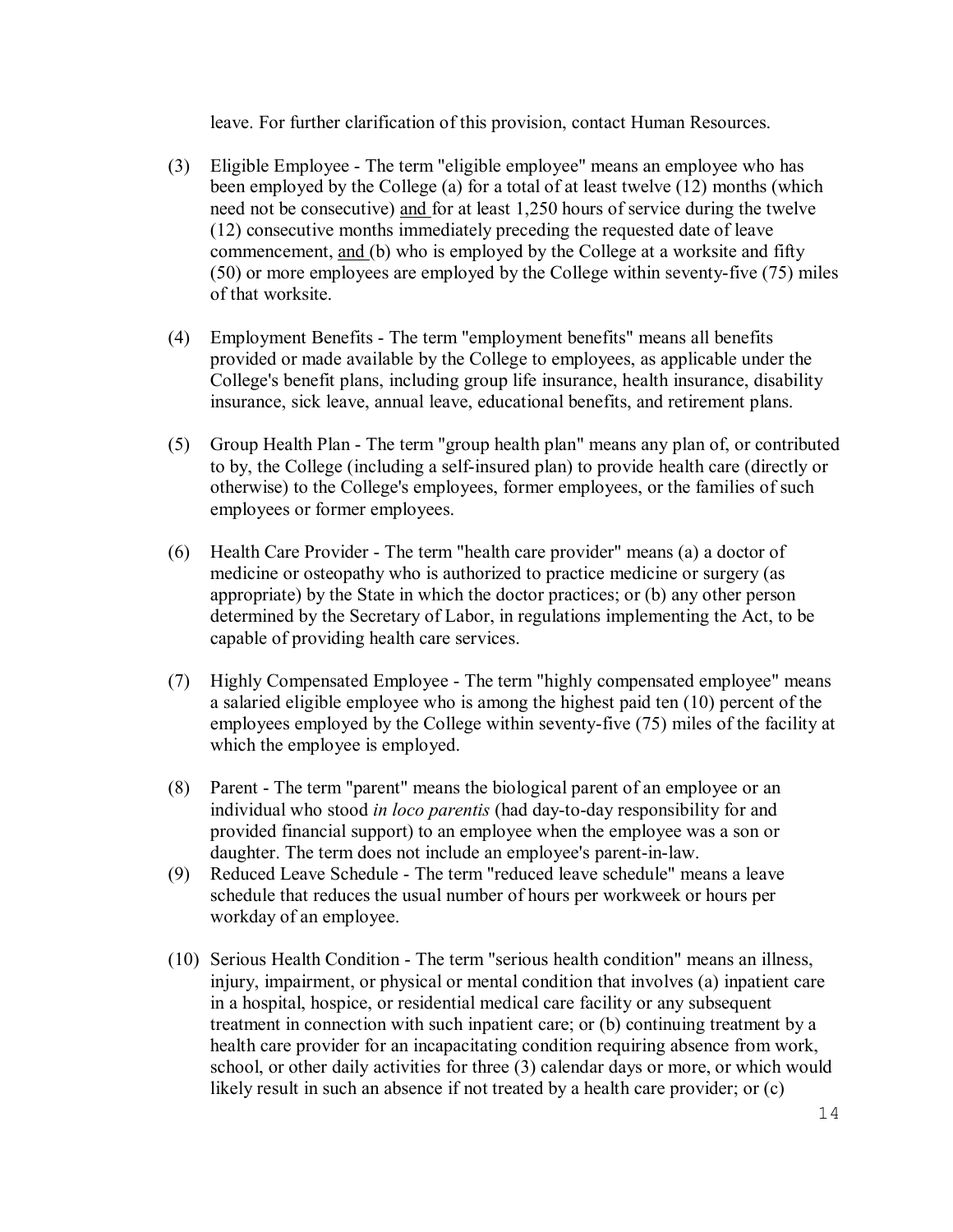leave. For further clarification of this provision, contact Human Resources.

(3) Eligible Employee - The term "eligible employee" means an employee who has been employed by the College (a) for a total of at least twelve (12) months (which need not be consecutive) <u>and</u> for at least 1,250 hours of service during the twelve (12) consecutive months immediately preceding the requested date of leave commencement, <u>and</u> (b) who is employed by the College at a worksite and fifty (50) or more employees are employed by the College within seventy-five (75) miles of that worksite.

(4) Employment Benefits - The term "employment benefits" means all benefits provided or made available by the College to employees, as applicable under the College's benefit plans, including group life insurance, health insurance, disability insurance, sick leave, annual leave, educational benefits, and retirement plans.

(5) Group Health Plan - The term "group health plan" means any plan of, or contributed to by, the College (including a self-insured plan) to provide health care (directly or otherwise) to the College's employees, former employees, or the families of such employees or former employees.

(6) Health Care Provider - The term "health care provider" means (a) a doctor of medicine or osteopathy who is authorized to practice medicine or surgery (as appropriate) by the State in which the doctor practices; or (b) any other person determined by the Secretary of Labor, in regulations implementing the Act, to be capable of providing health care services.

(7) Highly Compensated Employee - The term "highly compensated employee" means a salaried eligible employee who is among the highest paid ten (10) percent of the employees employed by the College within seventy-five (75) miles of the facility at which the employee is employed.

(8) Parent - The term "parent" means the biological parent of an employee or an individual who stood *in loco parentis* (had day-to-day responsibility for and provided financial support) to an employee when the employee was a son or daughter. The term does not include an employee's parent-in-law.

(9) Reduced Leave Schedule - The term "reduced leave schedule" means a leave schedule that reduces the usual number of hours per workweek or hours per workday of an employee.

(10) Serious Health Condition - The term "serious health condition" means an illness, injury, impairment, or physical or mental condition that involves (a) inpatient care in a hospital, hospice, or residential medical care facility or any subsequent treatment in connection with such inpatient care; or (b) continuing treatment by a health care provider for an incapacitating condition requiring absence from work, school, or other daily activities for three (3) calendar days or more, or which would likely result in such an absence if not treated by a health care provider; or (c)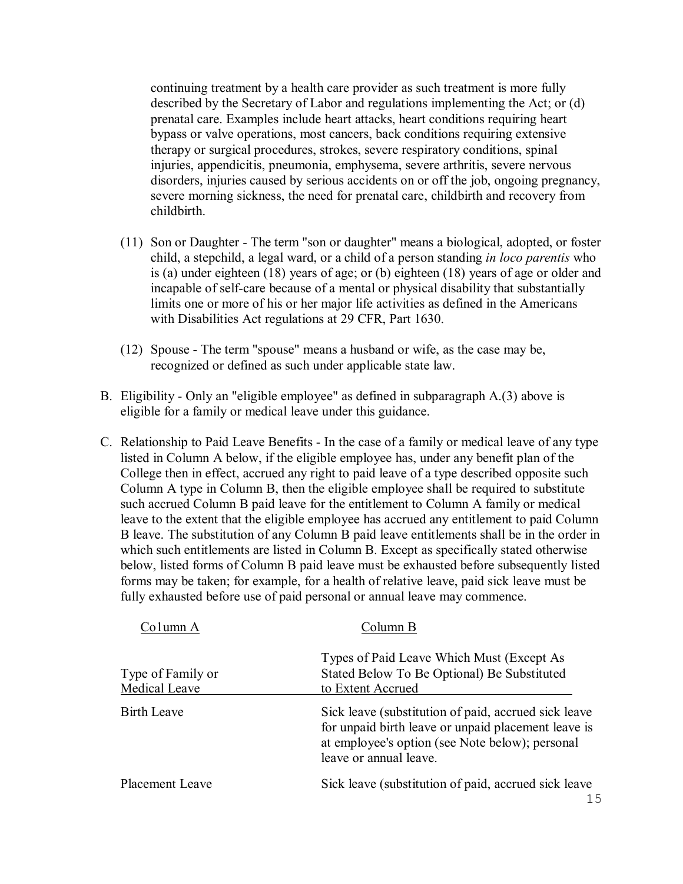continuing treatment by a health care provider as such treatment is more fully described by the Secretary of Labor and regulations implementing the Act; or (d) prenatal care. Examples include heart attacks, heart conditions requiring heart bypass or valve operations, most cancers, back conditions requiring extensive therapy or surgical procedures, strokes, severe respiratory conditions, spinal injuries, appendicitis, pneumonia, emphysema, severe arthritis, severe nervous disorders, injuries caused by serious accidents on or off the job, ongoing pregnancy, severe morning sickness, the need for prenatal care, childbirth and recovery from childbirth.

(11) Son or Daughter - The term "son or daughter" means a biological, adopted, or foster child, a stepchild, a legal ward, or a child of a person standing *in loco parentis* who is (a) under eighteen (18) years of age; or (b) eighteen (18) years of age or older and incapable of self-care because of a mental or physical disability that substantially limits one or more of his or her major life activities as defined in the Americans with Disabilities Act regulations at 29 CFR, Part 1630.

(12) Spouse - The term "spouse" means a husband or wife, as the case may be, recognized or defined as such under applicable state law.

B. Eligibility - Only an "eligible employee" as defined in subparagraph A.(3) above is eligible for a family or medical leave under this guidance.

C. Relationship to Paid Leave Benefits - In the case of a family or medical leave of any type listed in Column A below, if the eligible employee has, under any benefit plan of the College then in effect, accrued any right to paid leave of a type described opposite such Column A type in Column B, then the eligible employee shall be required to substitute such accrued Column B paid leave for the entitlement to Column A family or medical leave to the extent that the eligible employee has accrued any entitlement to paid Column B leave. The substitution of any Column B paid leave entitlements shall be in the order in which such entitlements are listed in Column B. Except as specifically stated otherwise below, listed forms of Column B paid leave must be exhausted before subsequently listed forms may be taken; for example, for a health of relative leave, paid sick leave must be fully exhausted before use of paid personal or annual leave may commence.

| Co1umn A<br>Type of Family or Medical Leave | Column B<br>Types of Paid Leave Which Must (Except As Stated Below To Be Optional) Be Substituted to Extent Accrued |
|---|---|
| Birth Leave | Sick leave (substitution of paid, accrued sick leave for unpaid birth leave or unpaid placement leave is at employee's option (see Note below); personal leave or annual leave. |
| Placement Leave | Sick leave (substitution of paid, accrued sick leave |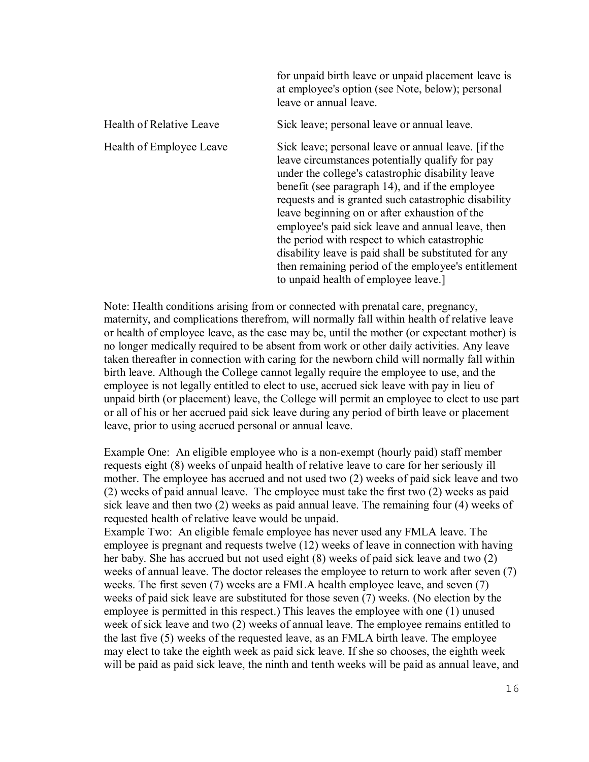| | |
|---|---|
| | for unpaid birth leave or unpaid placement leave is at employee's option (see Note, below); personal leave or annual leave. |
| Health of Relative Leave | Sick leave; personal leave or annual leave. |
| Health of Employee Leave | Sick leave; personal leave or annual leave. [if the leave circumstances potentially qualify for pay under the college's catastrophic disability leave benefit (see paragraph 14), and if the employee requests and is granted such catastrophic disability leave beginning on or after exhaustion of the employee's paid sick leave and annual leave, then the period with respect to which catastrophic disability leave is paid shall be substituted for any then remaining period of the employee's entitlement to unpaid health of employee leave.] |

Note: Health conditions arising from or connected with prenatal care, pregnancy, maternity, and complications therefrom, will normally fall within health of relative leave or health of employee leave, as the case may be, until the mother (or expectant mother) is no longer medically required to be absent from work or other daily activities. Any leave taken thereafter in connection with caring for the newborn child will normally fall within birth leave. Although the College cannot legally require the employee to use, and the employee is not legally entitled to elect to use, accrued sick leave with pay in lieu of unpaid birth (or placement) leave, the College will permit an employee to elect to use part or all of his or her accrued paid sick leave during any period of birth leave or placement leave, prior to using accrued personal or annual leave.

Example One: An eligible employee who is a non-exempt (hourly paid) staff member requests eight (8) weeks of unpaid health of relative leave to care for her seriously ill mother. The employee has accrued and not used two (2) weeks of paid sick leave and two (2) weeks of paid annual leave. The employee must take the first two (2) weeks as paid sick leave and then two (2) weeks as paid annual leave. The remaining four (4) weeks of requested health of relative leave would be unpaid.

Example Two: An eligible female employee has never used any FMLA leave. The employee is pregnant and requests twelve (12) weeks of leave in connection with having her baby. She has accrued but not used eight (8) weeks of paid sick leave and two (2) weeks of annual leave. The doctor releases the employee to return to work after seven (7) weeks. The first seven (7) weeks are a FMLA health employee leave, and seven (7) weeks of paid sick leave are substituted for those seven (7) weeks. (No election by the employee is permitted in this respect.) This leaves the employee with one (1) unused week of sick leave and two (2) weeks of annual leave. The employee remains entitled to the last five (5) weeks of the requested leave, as an FMLA birth leave. The employee may elect to take the eighth week as paid sick leave. If she so chooses, the eighth week will be paid as paid sick leave, the ninth and tenth weeks will be paid as annual leave, and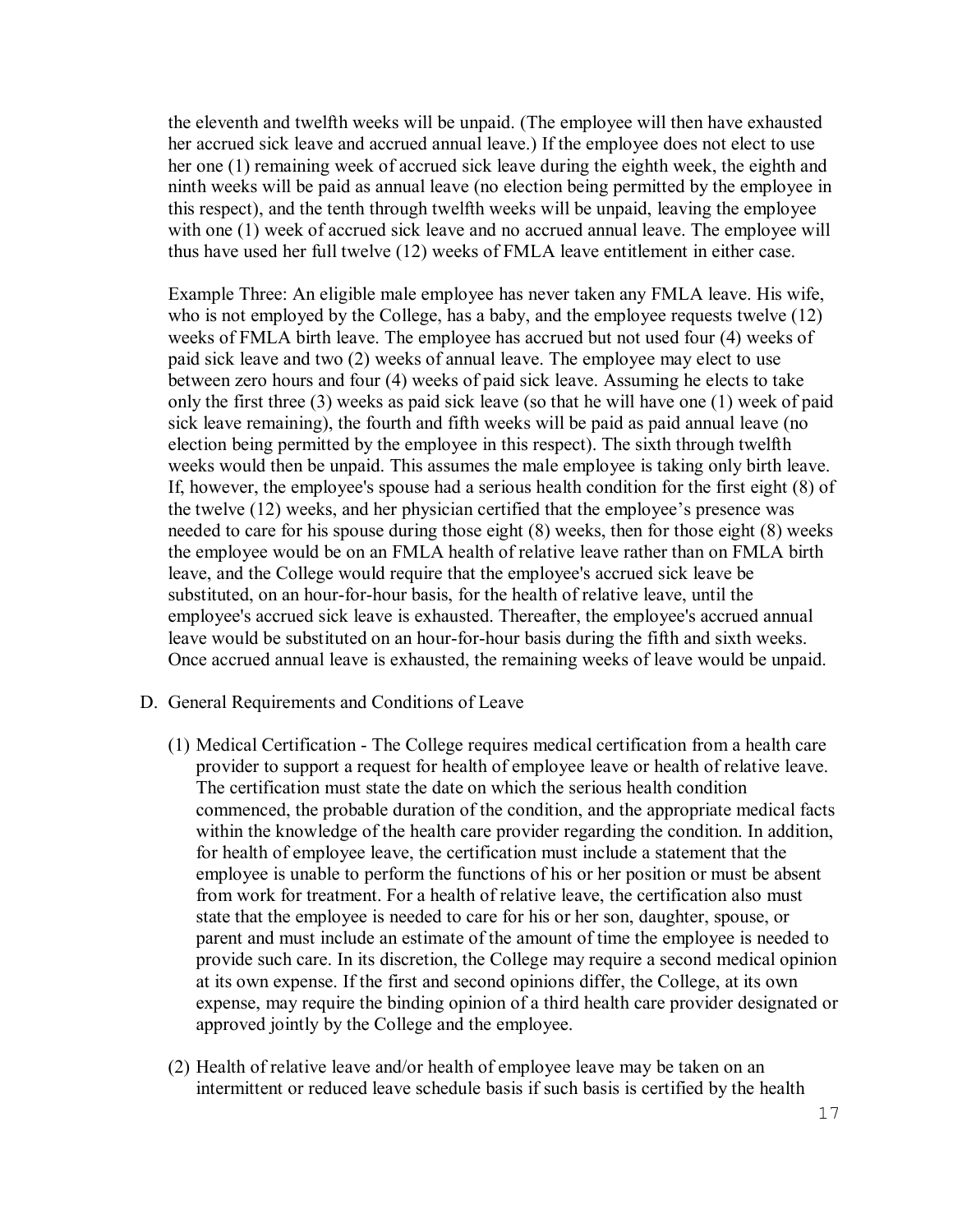the eleventh and twelfth weeks will be unpaid. (The employee will then have exhausted her accrued sick leave and accrued annual leave.) If the employee does not elect to use her one (1) remaining week of accrued sick leave during the eighth week, the eighth and ninth weeks will be paid as annual leave (no election being permitted by the employee in this respect), and the tenth through twelfth weeks will be unpaid, leaving the employee with one (1) week of accrued sick leave and no accrued annual leave. The employee will thus have used her full twelve (12) weeks of FMLA leave entitlement in either case.

Example Three: An eligible male employee has never taken any FMLA leave. His wife, who is not employed by the College, has a baby, and the employee requests twelve (12) weeks of FMLA birth leave. The employee has accrued but not used four (4) weeks of paid sick leave and two (2) weeks of annual leave. The employee may elect to use between zero hours and four (4) weeks of paid sick leave. Assuming he elects to take only the first three (3) weeks as paid sick leave (so that he will have one (1) week of paid sick leave remaining), the fourth and fifth weeks will be paid as paid annual leave (no election being permitted by the employee in this respect). The sixth through twelfth weeks would then be unpaid. This assumes the male employee is taking only birth leave. If, however, the employee's spouse had a serious health condition for the first eight (8) of the twelve (12) weeks, and her physician certified that the employee's presence was needed to care for his spouse during those eight (8) weeks, then for those eight (8) weeks the employee would be on an FMLA health of relative leave rather than on FMLA birth leave, and the College would require that the employee's accrued sick leave be substituted, on an hour-for-hour basis, for the health of relative leave, until the employee's accrued sick leave is exhausted. Thereafter, the employee's accrued annual leave would be substituted on an hour-for-hour basis during the fifth and sixth weeks. Once accrued annual leave is exhausted, the remaining weeks of leave would be unpaid.

D. General Requirements and Conditions of Leave

(1) Medical Certification - The College requires medical certification from a health care provider to support a request for health of employee leave or health of relative leave. The certification must state the date on which the serious health condition commenced, the probable duration of the condition, and the appropriate medical facts within the knowledge of the health care provider regarding the condition. In addition, for health of employee leave, the certification must include a statement that the employee is unable to perform the functions of his or her position or must be absent from work for treatment. For a health of relative leave, the certification also must state that the employee is needed to care for his or her son, daughter, spouse, or parent and must include an estimate of the amount of time the employee is needed to provide such care. In its discretion, the College may require a second medical opinion at its own expense. If the first and second opinions differ, the College, at its own expense, may require the binding opinion of a third health care provider designated or approved jointly by the College and the employee.

(2) Health of relative leave and/or health of employee leave may be taken on an intermittent or reduced leave schedule basis if such basis is certified by the health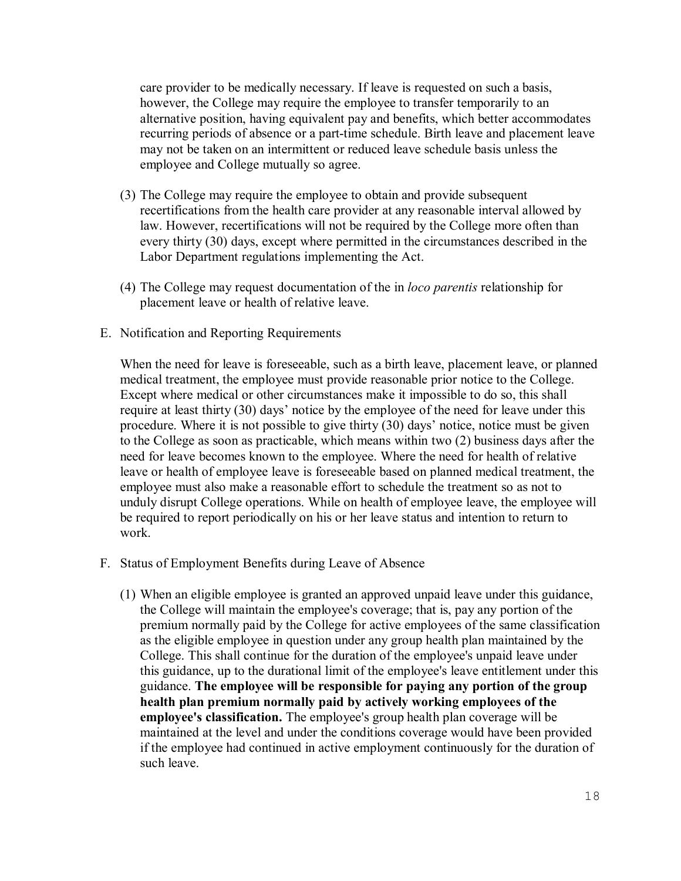care provider to be medically necessary. If leave is requested on such a basis, however, the College may require the employee to transfer temporarily to an alternative position, having equivalent pay and benefits, which better accommodates recurring periods of absence or a part-time schedule. Birth leave and placement leave may not be taken on an intermittent or reduced leave schedule basis unless the employee and College mutually so agree.

(3) The College may require the employee to obtain and provide subsequent recertifications from the health care provider at any reasonable interval allowed by law. However, recertifications will not be required by the College more often than every thirty (30) days, except where permitted in the circumstances described in the Labor Department regulations implementing the Act.

(4) The College may request documentation of the in *loco parentis* relationship for placement leave or health of relative leave.

E. Notification and Reporting Requirements

When the need for leave is foreseeable, such as a birth leave, placement leave, or planned medical treatment, the employee must provide reasonable prior notice to the College. Except where medical or other circumstances make it impossible to do so, this shall require at least thirty (30) days' notice by the employee of the need for leave under this procedure. Where it is not possible to give thirty (30) days' notice, notice must be given to the College as soon as practicable, which means within two (2) business days after the need for leave becomes known to the employee. Where the need for health of relative leave or health of employee leave is foreseeable based on planned medical treatment, the employee must also make a reasonable effort to schedule the treatment so as not to unduly disrupt College operations. While on health of employee leave, the employee will be required to report periodically on his or her leave status and intention to return to work.

F. Status of Employment Benefits during Leave of Absence

(1) When an eligible employee is granted an approved unpaid leave under this guidance, the College will maintain the employee's coverage; that is, pay any portion of the premium normally paid by the College for active employees of the same classification as the eligible employee in question under any group health plan maintained by the College. This shall continue for the duration of the employee's unpaid leave under this guidance, up to the durational limit of the employee's leave entitlement under this guidance. **The employee will be responsible for paying any portion of the group health plan premium normally paid by actively working employees of the employee's classification.** The employee's group health plan coverage will be maintained at the level and under the conditions coverage would have been provided if the employee had continued in active employment continuously for the duration of such leave.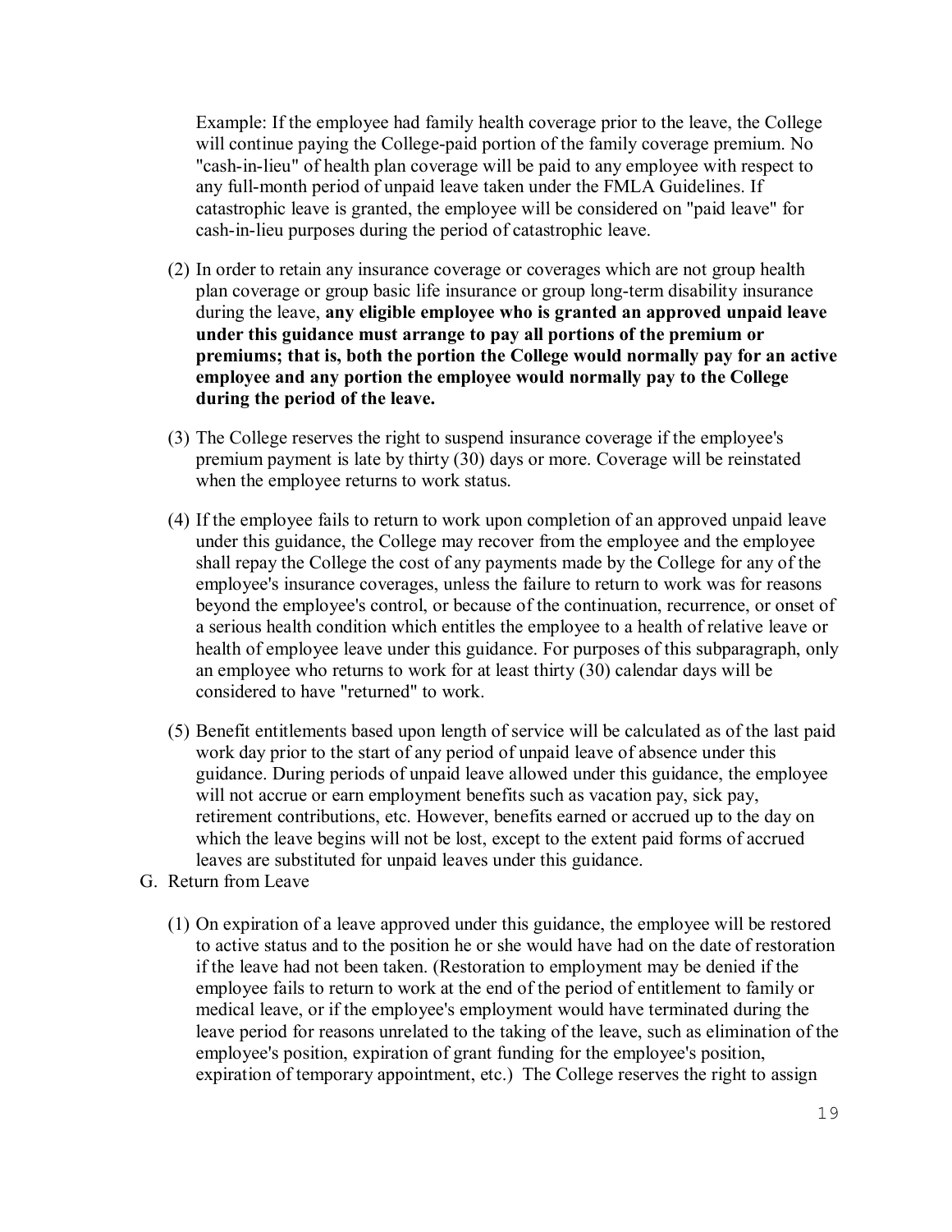Example: If the employee had family health coverage prior to the leave, the College will continue paying the College-paid portion of the family coverage premium. No "cash-in-lieu" of health plan coverage will be paid to any employee with respect to any full-month period of unpaid leave taken under the FMLA Guidelines. If catastrophic leave is granted, the employee will be considered on "paid leave" for cash-in-lieu purposes during the period of catastrophic leave.

(2) In order to retain any insurance coverage or coverages which are not group health plan coverage or group basic life insurance or group long-term disability insurance during the leave, **any eligible employee who is granted an approved unpaid leave under this guidance must arrange to pay all portions of the premium or premiums; that is, both the portion the College would normally pay for an active employee and any portion the employee would normally pay to the College during the period of the leave.**

(3) The College reserves the right to suspend insurance coverage if the employee's premium payment is late by thirty (30) days or more. Coverage will be reinstated when the employee returns to work status.

(4) If the employee fails to return to work upon completion of an approved unpaid leave under this guidance, the College may recover from the employee and the employee shall repay the College the cost of any payments made by the College for any of the employee's insurance coverages, unless the failure to return to work was for reasons beyond the employee's control, or because of the continuation, recurrence, or onset of a serious health condition which entitles the employee to a health of relative leave or health of employee leave under this guidance. For purposes of this subparagraph, only an employee who returns to work for at least thirty (30) calendar days will be considered to have "returned" to work.

(5) Benefit entitlements based upon length of service will be calculated as of the last paid work day prior to the start of any period of unpaid leave of absence under this guidance. During periods of unpaid leave allowed under this guidance, the employee will not accrue or earn employment benefits such as vacation pay, sick pay, retirement contributions, etc. However, benefits earned or accrued up to the day on which the leave begins will not be lost, except to the extent paid forms of accrued leaves are substituted for unpaid leaves under this guidance.

G. Return from Leave

(1) On expiration of a leave approved under this guidance, the employee will be restored to active status and to the position he or she would have had on the date of restoration if the leave had not been taken. (Restoration to employment may be denied if the employee fails to return to work at the end of the period of entitlement to family or medical leave, or if the employee's employment would have terminated during the leave period for reasons unrelated to the taking of the leave, such as elimination of the employee's position, expiration of grant funding for the employee's position, expiration of temporary appointment, etc.) The College reserves the right to assign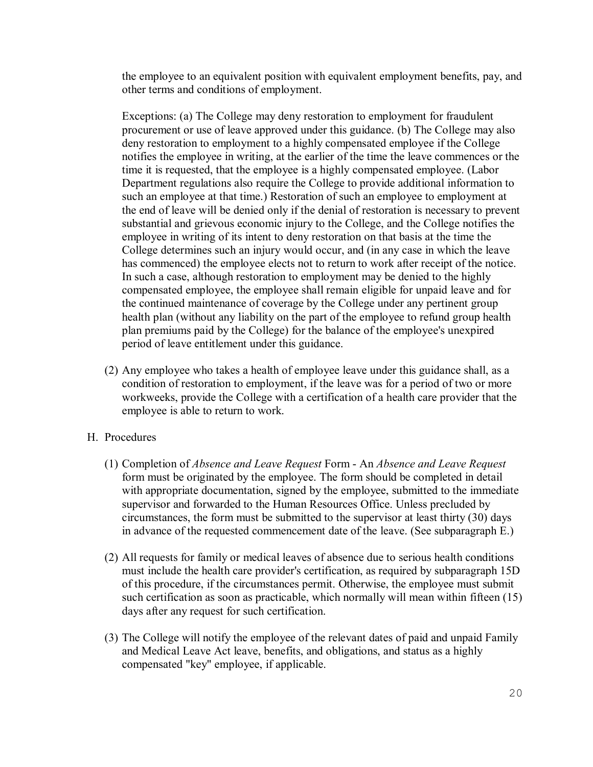the employee to an equivalent position with equivalent employment benefits, pay, and other terms and conditions of employment.

Exceptions: (a) The College may deny restoration to employment for fraudulent procurement or use of leave approved under this guidance. (b) The College may also deny restoration to employment to a highly compensated employee if the College notifies the employee in writing, at the earlier of the time the leave commences or the time it is requested, that the employee is a highly compensated employee. (Labor Department regulations also require the College to provide additional information to such an employee at that time.) Restoration of such an employee to employment at the end of leave will be denied only if the denial of restoration is necessary to prevent substantial and grievous economic injury to the College, and the College notifies the employee in writing of its intent to deny restoration on that basis at the time the College determines such an injury would occur, and (in any case in which the leave has commenced) the employee elects not to return to work after receipt of the notice. In such a case, although restoration to employment may be denied to the highly compensated employee, the employee shall remain eligible for unpaid leave and for the continued maintenance of coverage by the College under any pertinent group health plan (without any liability on the part of the employee to refund group health plan premiums paid by the College) for the balance of the employee's unexpired period of leave entitlement under this guidance.

(2) Any employee who takes a health of employee leave under this guidance shall, as a condition of restoration to employment, if the leave was for a period of two or more workweeks, provide the College with a certification of a health care provider that the employee is able to return to work.

H. Procedures

(1) Completion of *Absence and Leave Request* Form - An *Absence and Leave Request* form must be originated by the employee. The form should be completed in detail with appropriate documentation, signed by the employee, submitted to the immediate supervisor and forwarded to the Human Resources Office. Unless precluded by circumstances, the form must be submitted to the supervisor at least thirty (30) days in advance of the requested commencement date of the leave. (See subparagraph E.)

(2) All requests for family or medical leaves of absence due to serious health conditions must include the health care provider's certification, as required by subparagraph 15D of this procedure, if the circumstances permit. Otherwise, the employee must submit such certification as soon as practicable, which normally will mean within fifteen (15) days after any request for such certification.

(3) The College will notify the employee of the relevant dates of paid and unpaid Family and Medical Leave Act leave, benefits, and obligations, and status as a highly compensated "key" employee, if applicable.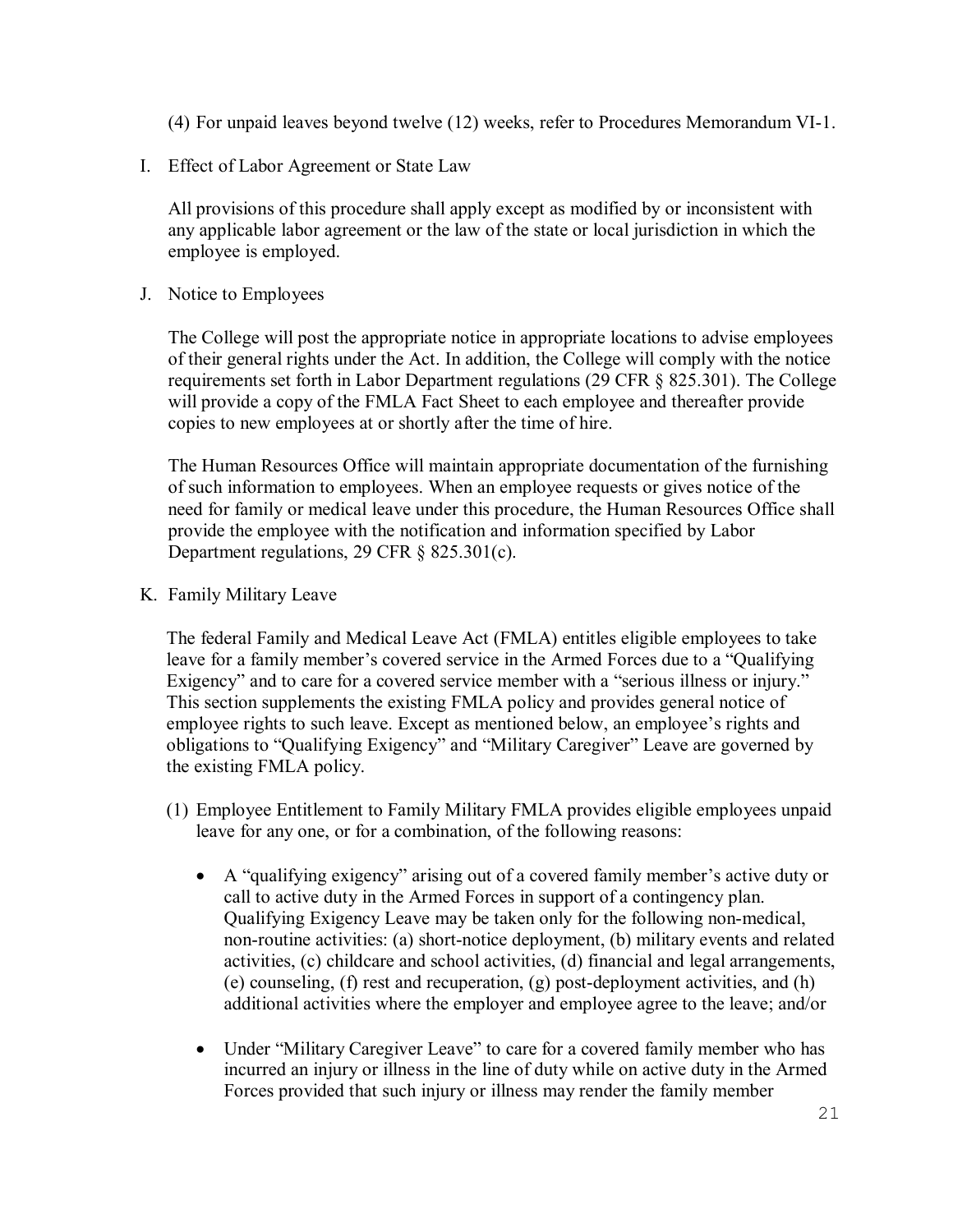(4) For unpaid leaves beyond twelve (12) weeks, refer to Procedures Memorandum VI-1.

I. Effect of Labor Agreement or State Law

All provisions of this procedure shall apply except as modified by or inconsistent with any applicable labor agreement or the law of the state or local jurisdiction in which the employee is employed.

J. Notice to Employees

The College will post the appropriate notice in appropriate locations to advise employees of their general rights under the Act. In addition, the College will comply with the notice requirements set forth in Labor Department regulations (29 CFR § 825.301). The College will provide a copy of the FMLA Fact Sheet to each employee and thereafter provide copies to new employees at or shortly after the time of hire.

The Human Resources Office will maintain appropriate documentation of the furnishing of such information to employees. When an employee requests or gives notice of the need for family or medical leave under this procedure, the Human Resources Office shall provide the employee with the notification and information specified by Labor Department regulations, 29 CFR § 825.301(c).

K. Family Military Leave

The federal Family and Medical Leave Act (FMLA) entitles eligible employees to take leave for a family member's covered service in the Armed Forces due to a "Qualifying Exigency" and to care for a covered service member with a "serious illness or injury." This section supplements the existing FMLA policy and provides general notice of employee rights to such leave. Except as mentioned below, an employee's rights and obligations to "Qualifying Exigency" and "Military Caregiver" Leave are governed by the existing FMLA policy.

(1) Employee Entitlement to Family Military FMLA provides eligible employees unpaid leave for any one, or for a combination, of the following reasons:

- A "qualifying exigency" arising out of a covered family member's active duty or call to active duty in the Armed Forces in support of a contingency plan. Qualifying Exigency Leave may be taken only for the following non-medical, non-routine activities: (a) short-notice deployment, (b) military events and related activities, (c) childcare and school activities, (d) financial and legal arrangements, (e) counseling, (f) rest and recuperation, (g) post-deployment activities, and (h) additional activities where the employer and employee agree to the leave; and/or

- Under "Military Caregiver Leave" to care for a covered family member who has incurred an injury or illness in the line of duty while on active duty in the Armed Forces provided that such injury or illness may render the family member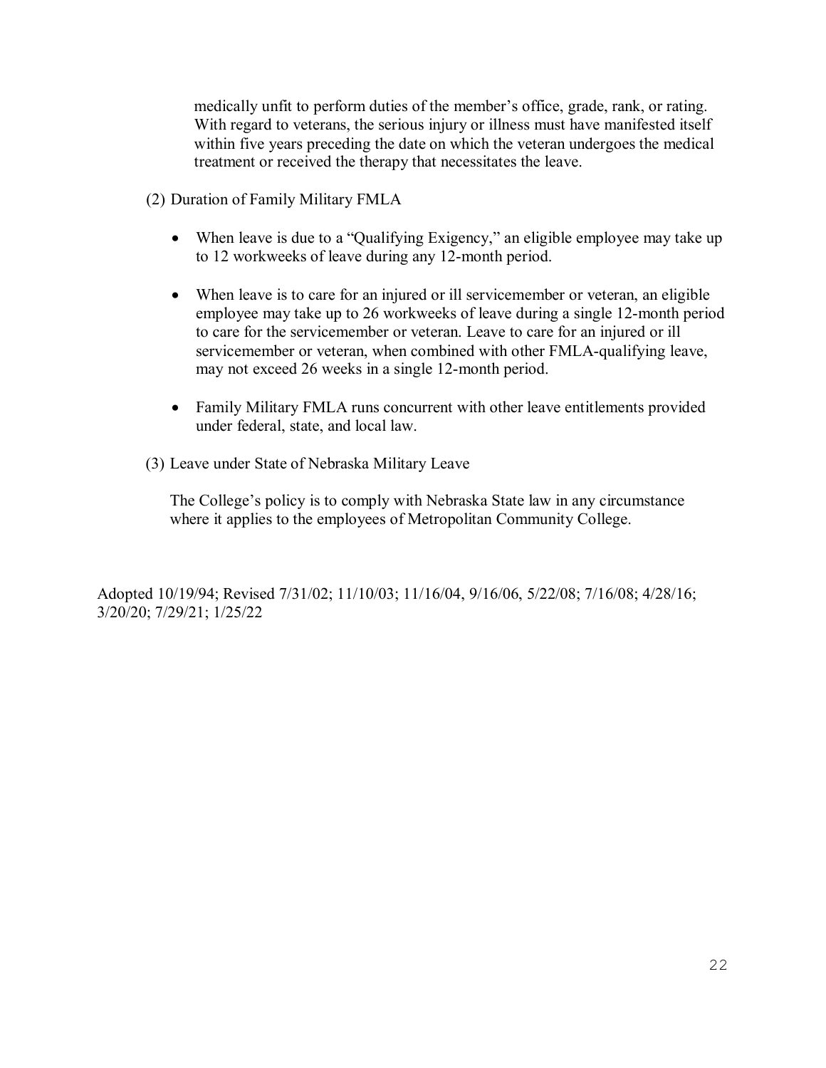medically unfit to perform duties of the member's office, grade, rank, or rating. With regard to veterans, the serious injury or illness must have manifested itself within five years preceding the date on which the veteran undergoes the medical treatment or received the therapy that necessitates the leave.

(2) Duration of Family Military FMLA

- When leave is due to a "Qualifying Exigency," an eligible employee may take up to 12 workweeks of leave during any 12-month period.

- When leave is to care for an injured or ill servicemember or veteran, an eligible employee may take up to 26 workweeks of leave during a single 12-month period to care for the servicemember or veteran. Leave to care for an injured or ill servicemember or veteran, when combined with other FMLA-qualifying leave, may not exceed 26 weeks in a single 12-month period.

- Family Military FMLA runs concurrent with other leave entitlements provided under federal, state, and local law.

(3) Leave under State of Nebraska Military Leave

The College's policy is to comply with Nebraska State law in any circumstance where it applies to the employees of Metropolitan Community College.

Adopted 10/19/94; Revised 7/31/02; 11/10/03; 11/16/04, 9/16/06, 5/22/08; 7/16/08; 4/28/16; 3/20/20; 7/29/21; 1/25/22